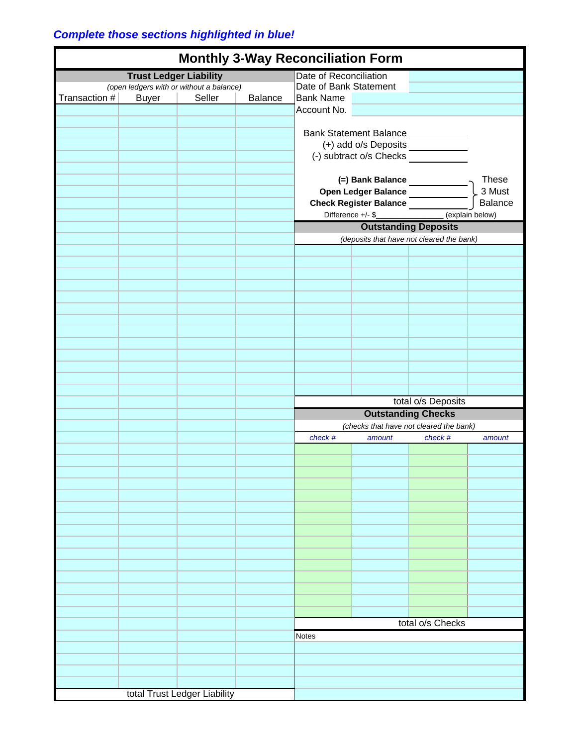*Complete those sections highlighted in blue!*

# Monthly 3-Way Reconciliation Form

## Trust Ledger Liability

*(open ledgers with or without a balance)*

| Transaction # | Buyer | Seller | Balance |
|---|---|---|---|
| | | | |
| | | | |
| | | | |
| | | | |
| | | | |
| | | | |
| | | | |
| | | | |
| | | | |
| | | | |
| total Trust Ledger Liability | | | |

| | |
|---|---|
| Date of Reconciliation | |
| Date of Bank Statement | |
| Bank Name | |
| Account No. | |

Bank Statement Balance ______

(+) add o/s Deposits ______

(-) subtract o/s Checks ______

**(=) Bank Balance** ______

**Open Ledger Balance** ______

**Check Register Balance** ______

These 3 Must Balance

Difference +/- $______ (explain below)

## Outstanding Deposits

*(deposits that have not cleared the bank)*

| | | | |
|---|---|---|---|
| | | | |
| | | | |
| | | | |
| total o/s Deposits | | | |

## Outstanding Checks

*(checks that have not cleared the bank)*

| *check #* | *amount* | *check #* | *amount* |
|---|---|---|---|
| | | | |
| | | | |
| | | | |
| total o/s Checks | | | |

Notes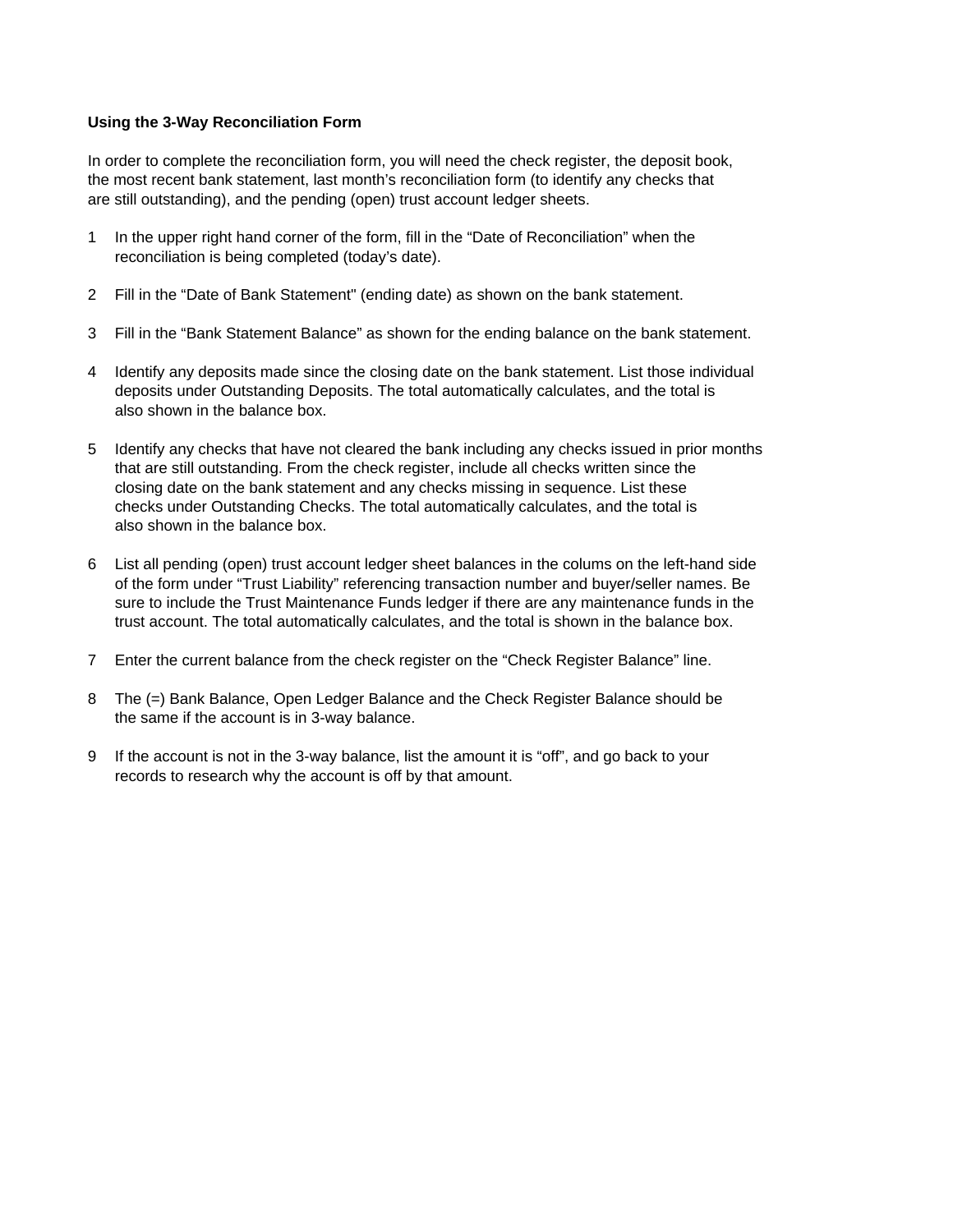**Using the 3-Way Reconciliation Form**

In order to complete the reconciliation form, you will need the check register, the deposit book, the most recent bank statement, last month's reconciliation form (to identify any checks that are still outstanding), and the pending (open) trust account ledger sheets.

1. In the upper right hand corner of the form, fill in the "Date of Reconciliation" when the reconciliation is being completed (today's date).

2. Fill in the "Date of Bank Statement" (ending date) as shown on the bank statement.

3. Fill in the "Bank Statement Balance" as shown for the ending balance on the bank statement.

4. Identify any deposits made since the closing date on the bank statement. List those individual deposits under Outstanding Deposits. The total automatically calculates, and the total is also shown in the balance box.

5. Identify any checks that have not cleared the bank including any checks issued in prior months that are still outstanding. From the check register, include all checks written since the closing date on the bank statement and any checks missing in sequence. List these checks under Outstanding Checks. The total automatically calculates, and the total is also shown in the balance box.

6. List all pending (open) trust account ledger sheet balances in the colums on the left-hand side of the form under "Trust Liability" referencing transaction number and buyer/seller names. Be sure to include the Trust Maintenance Funds ledger if there are any maintenance funds in the trust account. The total automatically calculates, and the total is shown in the balance box.

7. Enter the current balance from the check register on the "Check Register Balance" line.

8. The (=) Bank Balance, Open Ledger Balance and the Check Register Balance should be the same if the account is in 3-way balance.

9. If the account is not in the 3-way balance, list the amount it is "off", and go back to your records to research why the account is off by that amount.